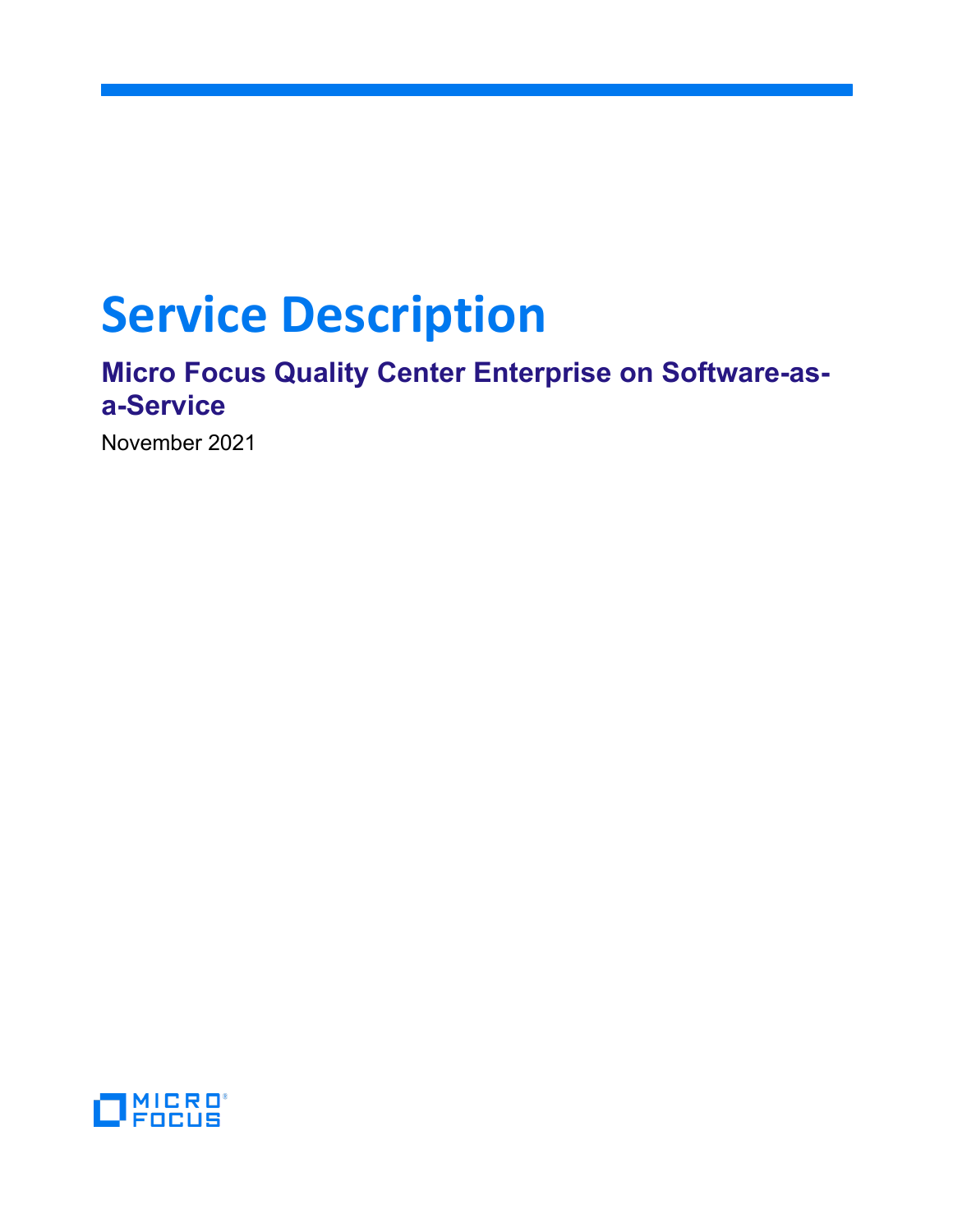# Service Description

## Micro Focus Quality Center Enterprise on Software-as-a-Service

November 2021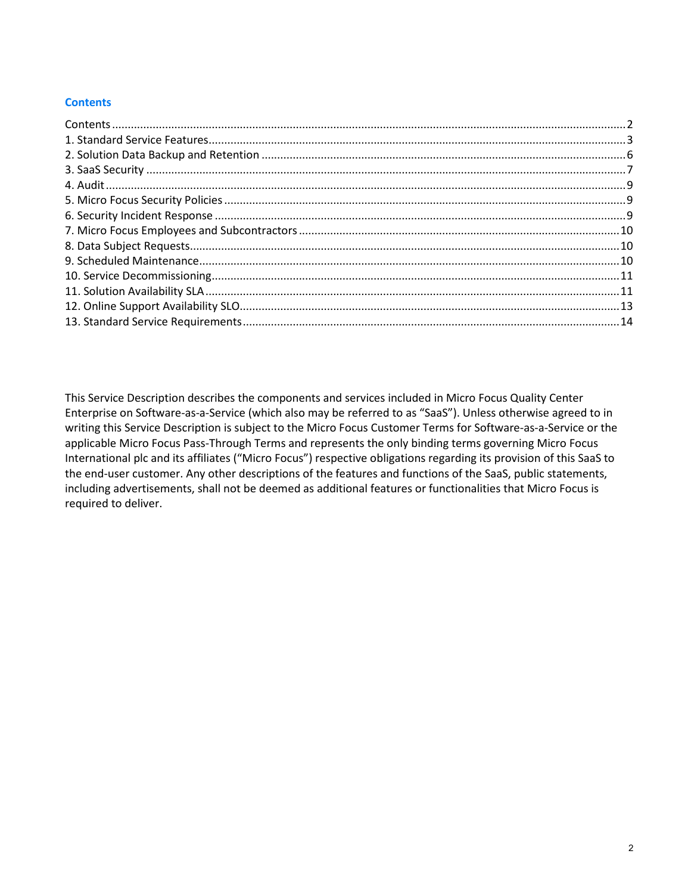## Contents

Contents ........................................................................................................................................2
1. Standard Service Features..........................................................................................................3
2. Solution Data Backup and Retention ..........................................................................................6
3. SaaS Security ..............................................................................................................................7
4. Audit ..........................................................................................................................................9
5. Micro Focus Security Policies ......................................................................................................9
6. Security Incident Response ........................................................................................................9
7. Micro Focus Employees and Subcontractors ..............................................................................10
8. Data Subject Requests...............................................................................................................10
9. Scheduled Maintenance.............................................................................................................10
10. Service Decommissioning.........................................................................................................11
11. Solution Availability SLA ..........................................................................................................11
12. Online Support Availability SLO................................................................................................13
13. Standard Service Requirements...............................................................................................14

This Service Description describes the components and services included in Micro Focus Quality Center Enterprise on Software-as-a-Service (which also may be referred to as "SaaS"). Unless otherwise agreed to in writing this Service Description is subject to the Micro Focus Customer Terms for Software-as-a-Service or the applicable Micro Focus Pass-Through Terms and represents the only binding terms governing Micro Focus International plc and its affiliates ("Micro Focus") respective obligations regarding its provision of this SaaS to the end-user customer. Any other descriptions of the features and functions of the SaaS, public statements, including advertisements, shall not be deemed as additional features or functionalities that Micro Focus is required to deliver.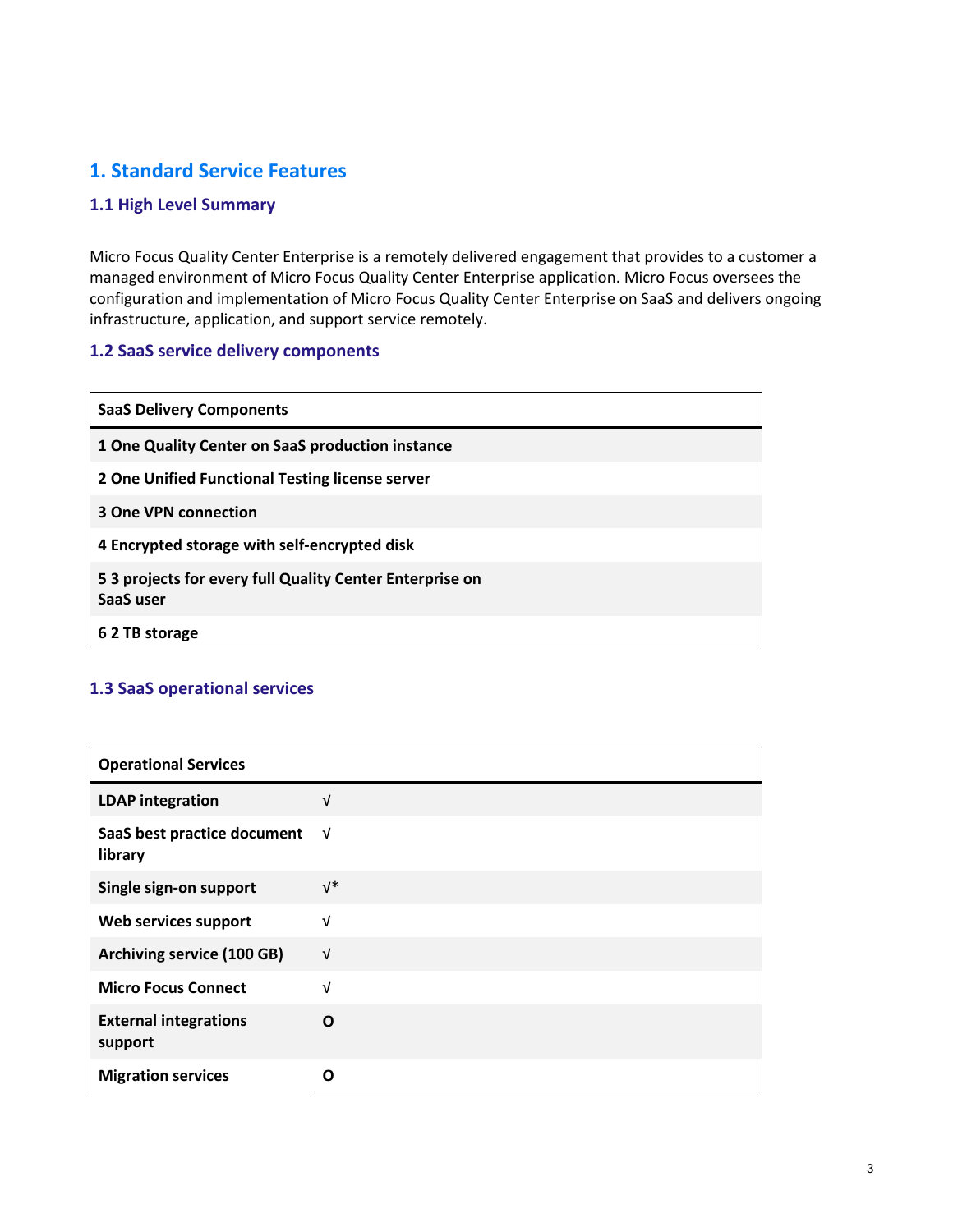# 1. Standard Service Features

## 1.1 High Level Summary

Micro Focus Quality Center Enterprise is a remotely delivered engagement that provides to a customer a managed environment of Micro Focus Quality Center Enterprise application. Micro Focus oversees the configuration and implementation of Micro Focus Quality Center Enterprise on SaaS and delivers ongoing infrastructure, application, and support service remotely.

## 1.2 SaaS service delivery components

| SaaS Delivery Components |
|---|
| 1 One Quality Center on SaaS production instance |
| 2 One Unified Functional Testing license server |
| 3 One VPN connection |
| 4 Encrypted storage with self-encrypted disk |
| 5 3 projects for every full Quality Center Enterprise on SaaS user |
| 6 2 TB storage |

## 1.3 SaaS operational services

| Operational Services | |
|---|---|
| LDAP integration | √ |
| SaaS best practice document library | √ |
| Single sign-on support | √* |
| Web services support | √ |
| Archiving service (100 GB) | √ |
| Micro Focus Connect | √ |
| External integrations support | O |
| Migration services | O |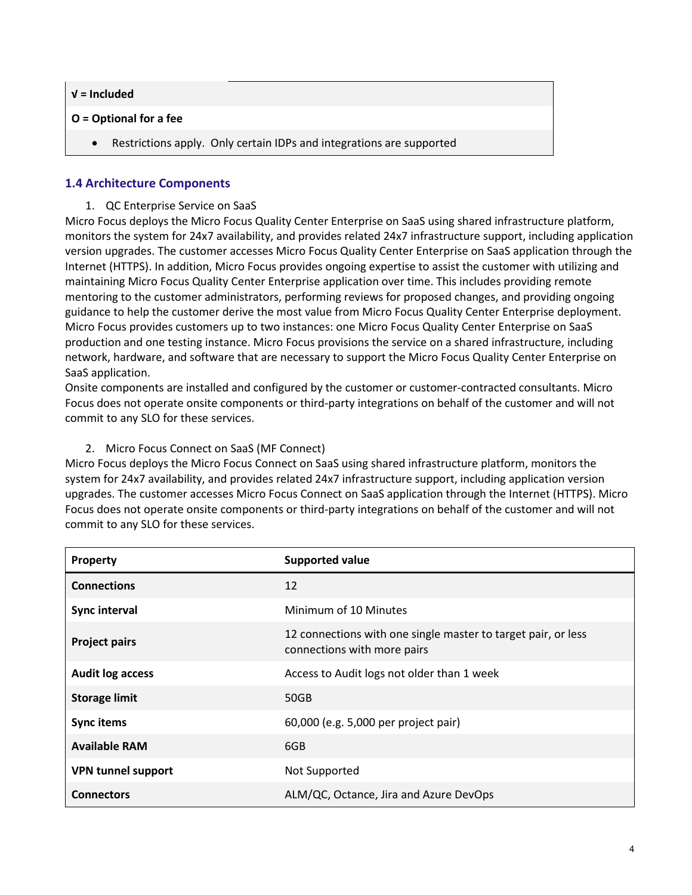**√ = Included**

**O = Optional for a fee**

- Restrictions apply. Only certain IDPs and integrations are supported

### 1.4 Architecture Components

1. QC Enterprise Service on SaaS

Micro Focus deploys the Micro Focus Quality Center Enterprise on SaaS using shared infrastructure platform, monitors the system for 24x7 availability, and provides related 24x7 infrastructure support, including application version upgrades. The customer accesses Micro Focus Quality Center Enterprise on SaaS application through the Internet (HTTPS). In addition, Micro Focus provides ongoing expertise to assist the customer with utilizing and maintaining Micro Focus Quality Center Enterprise application over time. This includes providing remote mentoring to the customer administrators, performing reviews for proposed changes, and providing ongoing guidance to help the customer derive the most value from Micro Focus Quality Center Enterprise deployment. Micro Focus provides customers up to two instances: one Micro Focus Quality Center Enterprise on SaaS production and one testing instance. Micro Focus provisions the service on a shared infrastructure, including network, hardware, and software that are necessary to support the Micro Focus Quality Center Enterprise on SaaS application.

Onsite components are installed and configured by the customer or customer-contracted consultants. Micro Focus does not operate onsite components or third-party integrations on behalf of the customer and will not commit to any SLO for these services.

2. Micro Focus Connect on SaaS (MF Connect)

Micro Focus deploys the Micro Focus Connect on SaaS using shared infrastructure platform, monitors the system for 24x7 availability, and provides related 24x7 infrastructure support, including application version upgrades. The customer accesses Micro Focus Connect on SaaS application through the Internet (HTTPS). Micro Focus does not operate onsite components or third-party integrations on behalf of the customer and will not commit to any SLO for these services.

| Property | Supported value |
|---|---|
| **Connections** | 12 |
| **Sync interval** | Minimum of 10 Minutes |
| **Project pairs** | 12 connections with one single master to target pair, or less connections with more pairs |
| **Audit log access** | Access to Audit logs not older than 1 week |
| **Storage limit** | 50GB |
| **Sync items** | 60,000 (e.g. 5,000 per project pair) |
| **Available RAM** | 6GB |
| **VPN tunnel support** | Not Supported |
| **Connectors** | ALM/QC, Octance, Jira and Azure DevOps |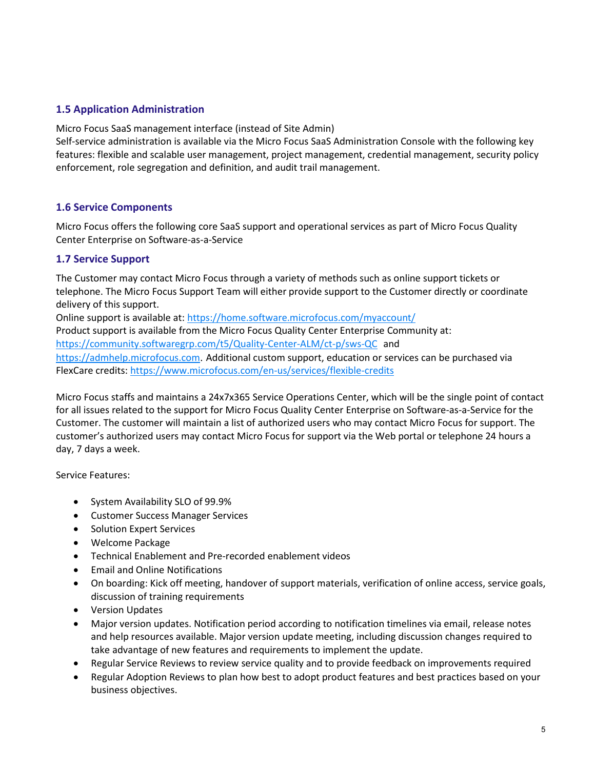## 1.5 Application Administration

Micro Focus SaaS management interface (instead of Site Admin)
Self-service administration is available via the Micro Focus SaaS Administration Console with the following key features: flexible and scalable user management, project management, credential management, security policy enforcement, role segregation and definition, and audit trail management.

## 1.6 Service Components

Micro Focus offers the following core SaaS support and operational services as part of Micro Focus Quality Center Enterprise on Software-as-a-Service

## 1.7 Service Support

The Customer may contact Micro Focus through a variety of methods such as online support tickets or telephone. The Micro Focus Support Team will either provide support to the Customer directly or coordinate delivery of this support.
Online support is available at: https://home.software.microfocus.com/myaccount/
Product support is available from the Micro Focus Quality Center Enterprise Community at: https://community.softwaregrp.com/t5/Quality-Center-ALM/ct-p/sws-QC and https://admhelp.microfocus.com. Additional custom support, education or services can be purchased via FlexCare credits: https://www.microfocus.com/en-us/services/flexible-credits

Micro Focus staffs and maintains a 24x7x365 Service Operations Center, which will be the single point of contact for all issues related to the support for Micro Focus Quality Center Enterprise on Software-as-a-Service for the Customer. The customer will maintain a list of authorized users who may contact Micro Focus for support. The customer's authorized users may contact Micro Focus for support via the Web portal or telephone 24 hours a day, 7 days a week.

Service Features:

- System Availability SLO of 99.9%
- Customer Success Manager Services
- Solution Expert Services
- Welcome Package
- Technical Enablement and Pre-recorded enablement videos
- Email and Online Notifications
- On boarding: Kick off meeting, handover of support materials, verification of online access, service goals, discussion of training requirements
- Version Updates
- Major version updates. Notification period according to notification timelines via email, release notes and help resources available. Major version update meeting, including discussion changes required to take advantage of new features and requirements to implement the update.
- Regular Service Reviews to review service quality and to provide feedback on improvements required
- Regular Adoption Reviews to plan how best to adopt product features and best practices based on your business objectives.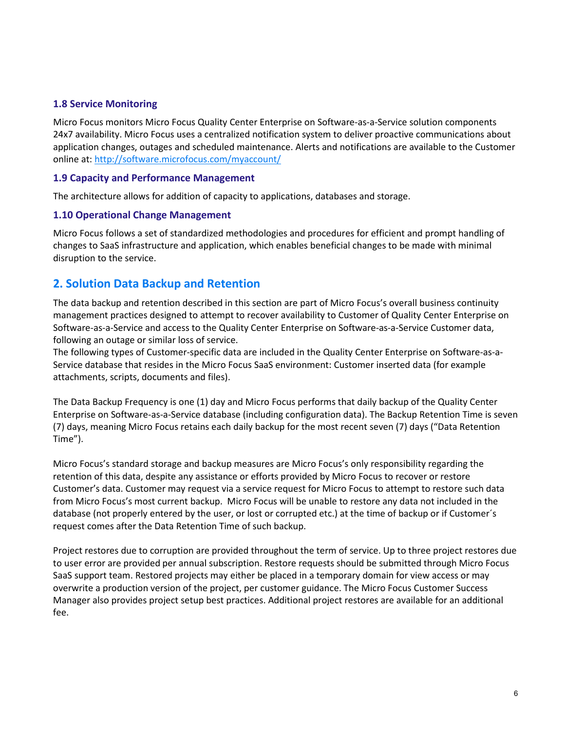### 1.8 Service Monitoring

Micro Focus monitors Micro Focus Quality Center Enterprise on Software-as-a-Service solution components 24x7 availability. Micro Focus uses a centralized notification system to deliver proactive communications about application changes, outages and scheduled maintenance. Alerts and notifications are available to the Customer online at: [http://software.microfocus.com/myaccount/](http://software.microfocus.com/myaccount/)

### 1.9 Capacity and Performance Management

The architecture allows for addition of capacity to applications, databases and storage.

### 1.10 Operational Change Management

Micro Focus follows a set of standardized methodologies and procedures for efficient and prompt handling of changes to SaaS infrastructure and application, which enables beneficial changes to be made with minimal disruption to the service.

## 2. Solution Data Backup and Retention

The data backup and retention described in this section are part of Micro Focus's overall business continuity management practices designed to attempt to recover availability to Customer of Quality Center Enterprise on Software-as-a-Service and access to the Quality Center Enterprise on Software-as-a-Service Customer data, following an outage or similar loss of service.
The following types of Customer-specific data are included in the Quality Center Enterprise on Software-as-a-Service database that resides in the Micro Focus SaaS environment: Customer inserted data (for example attachments, scripts, documents and files).

The Data Backup Frequency is one (1) day and Micro Focus performs that daily backup of the Quality Center Enterprise on Software-as-a-Service database (including configuration data). The Backup Retention Time is seven (7) days, meaning Micro Focus retains each daily backup for the most recent seven (7) days ("Data Retention Time").

Micro Focus's standard storage and backup measures are Micro Focus's only responsibility regarding the retention of this data, despite any assistance or efforts provided by Micro Focus to recover or restore Customer's data. Customer may request via a service request for Micro Focus to attempt to restore such data from Micro Focus's most current backup. Micro Focus will be unable to restore any data not included in the database (not properly entered by the user, or lost or corrupted etc.) at the time of backup or if Customer´s request comes after the Data Retention Time of such backup.

Project restores due to corruption are provided throughout the term of service. Up to three project restores due to user error are provided per annual subscription. Restore requests should be submitted through Micro Focus SaaS support team. Restored projects may either be placed in a temporary domain for view access or may overwrite a production version of the project, per customer guidance. The Micro Focus Customer Success Manager also provides project setup best practices. Additional project restores are available for an additional fee.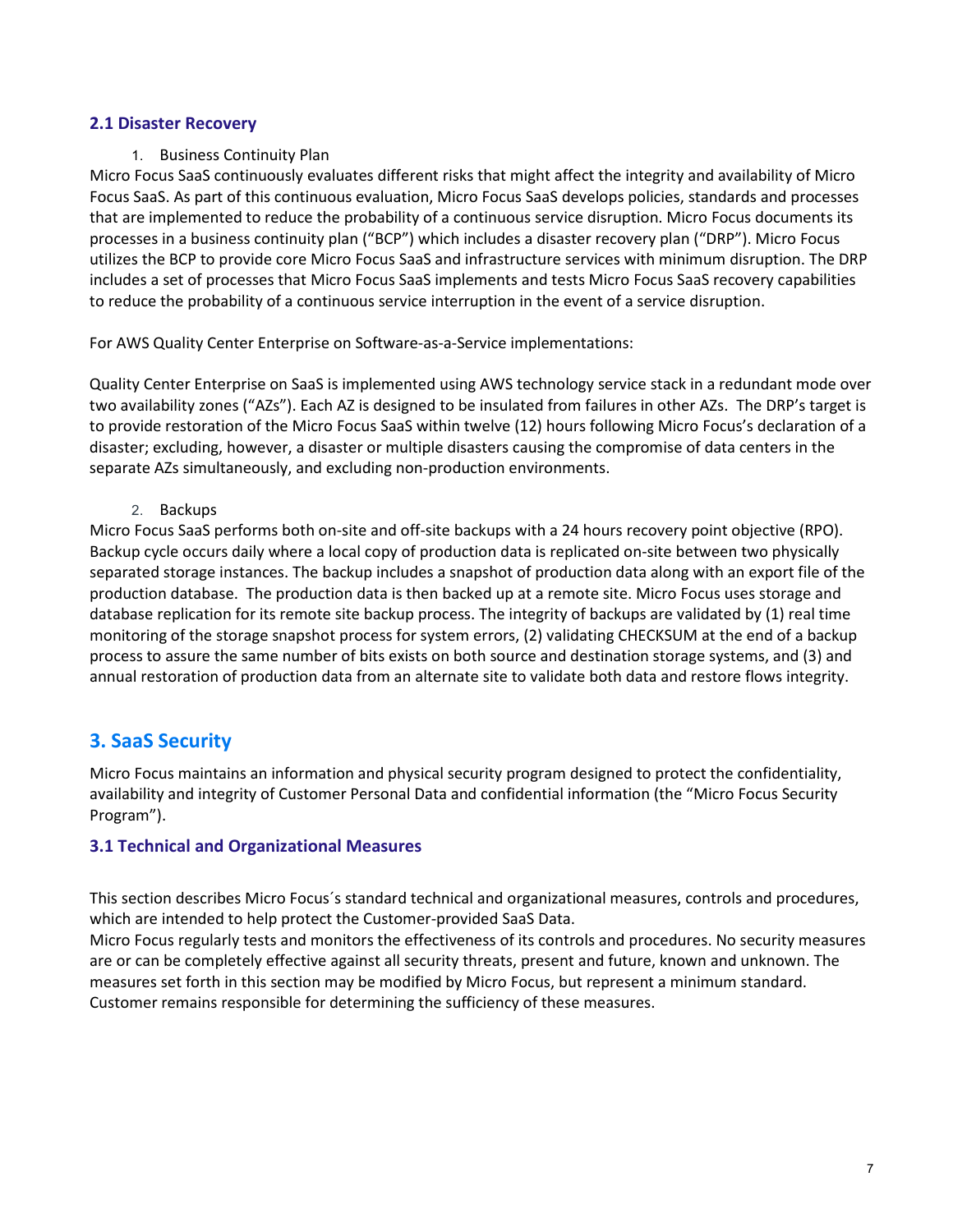### 2.1 Disaster Recovery

1. Business Continuity Plan

Micro Focus SaaS continuously evaluates different risks that might affect the integrity and availability of Micro Focus SaaS. As part of this continuous evaluation, Micro Focus SaaS develops policies, standards and processes that are implemented to reduce the probability of a continuous service disruption. Micro Focus documents its processes in a business continuity plan ("BCP") which includes a disaster recovery plan ("DRP"). Micro Focus utilizes the BCP to provide core Micro Focus SaaS and infrastructure services with minimum disruption. The DRP includes a set of processes that Micro Focus SaaS implements and tests Micro Focus SaaS recovery capabilities to reduce the probability of a continuous service interruption in the event of a service disruption.

For AWS Quality Center Enterprise on Software-as-a-Service implementations:

Quality Center Enterprise on SaaS is implemented using AWS technology service stack in a redundant mode over two availability zones ("AZs"). Each AZ is designed to be insulated from failures in other AZs. The DRP's target is to provide restoration of the Micro Focus SaaS within twelve (12) hours following Micro Focus's declaration of a disaster; excluding, however, a disaster or multiple disasters causing the compromise of data centers in the separate AZs simultaneously, and excluding non-production environments.

2. Backups

Micro Focus SaaS performs both on-site and off-site backups with a 24 hours recovery point objective (RPO). Backup cycle occurs daily where a local copy of production data is replicated on-site between two physically separated storage instances. The backup includes a snapshot of production data along with an export file of the production database. The production data is then backed up at a remote site. Micro Focus uses storage and database replication for its remote site backup process. The integrity of backups are validated by (1) real time monitoring of the storage snapshot process for system errors, (2) validating CHECKSUM at the end of a backup process to assure the same number of bits exists on both source and destination storage systems, and (3) and annual restoration of production data from an alternate site to validate both data and restore flows integrity.

## 3. SaaS Security

Micro Focus maintains an information and physical security program designed to protect the confidentiality, availability and integrity of Customer Personal Data and confidential information (the "Micro Focus Security Program").

### 3.1 Technical and Organizational Measures

This section describes Micro Focus´s standard technical and organizational measures, controls and procedures, which are intended to help protect the Customer-provided SaaS Data.

Micro Focus regularly tests and monitors the effectiveness of its controls and procedures. No security measures are or can be completely effective against all security threats, present and future, known and unknown. The measures set forth in this section may be modified by Micro Focus, but represent a minimum standard. Customer remains responsible for determining the sufficiency of these measures.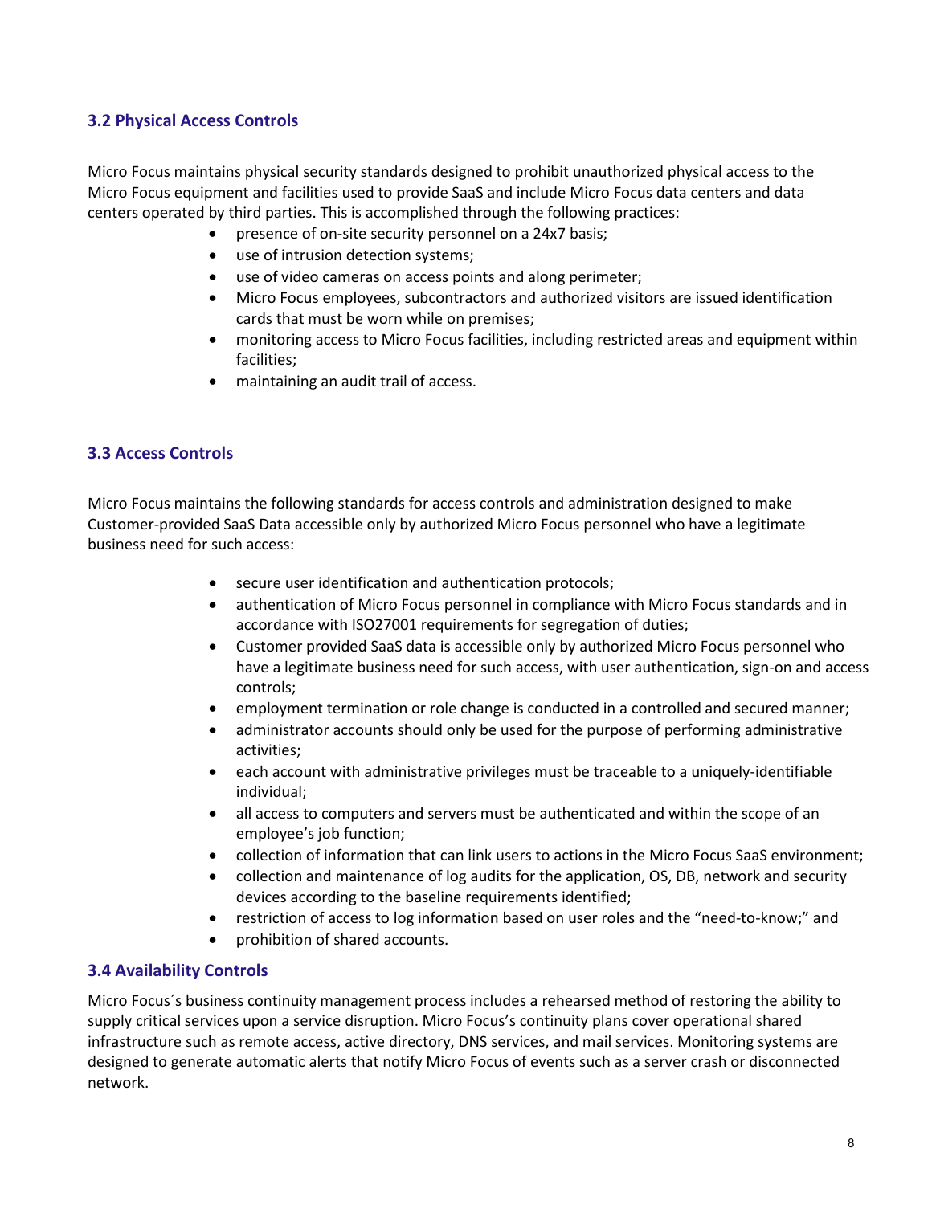### 3.2 Physical Access Controls

Micro Focus maintains physical security standards designed to prohibit unauthorized physical access to the Micro Focus equipment and facilities used to provide SaaS and include Micro Focus data centers and data centers operated by third parties. This is accomplished through the following practices:

- presence of on-site security personnel on a 24x7 basis;
- use of intrusion detection systems;
- use of video cameras on access points and along perimeter;
- Micro Focus employees, subcontractors and authorized visitors are issued identification cards that must be worn while on premises;
- monitoring access to Micro Focus facilities, including restricted areas and equipment within facilities;
- maintaining an audit trail of access.

### 3.3 Access Controls

Micro Focus maintains the following standards for access controls and administration designed to make Customer-provided SaaS Data accessible only by authorized Micro Focus personnel who have a legitimate business need for such access:

- secure user identification and authentication protocols;
- authentication of Micro Focus personnel in compliance with Micro Focus standards and in accordance with ISO27001 requirements for segregation of duties;
- Customer provided SaaS data is accessible only by authorized Micro Focus personnel who have a legitimate business need for such access, with user authentication, sign-on and access controls;
- employment termination or role change is conducted in a controlled and secured manner;
- administrator accounts should only be used for the purpose of performing administrative activities;
- each account with administrative privileges must be traceable to a uniquely-identifiable individual;
- all access to computers and servers must be authenticated and within the scope of an employee's job function;
- collection of information that can link users to actions in the Micro Focus SaaS environment;
- collection and maintenance of log audits for the application, OS, DB, network and security devices according to the baseline requirements identified;
- restriction of access to log information based on user roles and the "need-to-know;" and
- prohibition of shared accounts.

### 3.4 Availability Controls

Micro Focus´s business continuity management process includes a rehearsed method of restoring the ability to supply critical services upon a service disruption. Micro Focus's continuity plans cover operational shared infrastructure such as remote access, active directory, DNS services, and mail services. Monitoring systems are designed to generate automatic alerts that notify Micro Focus of events such as a server crash or disconnected network.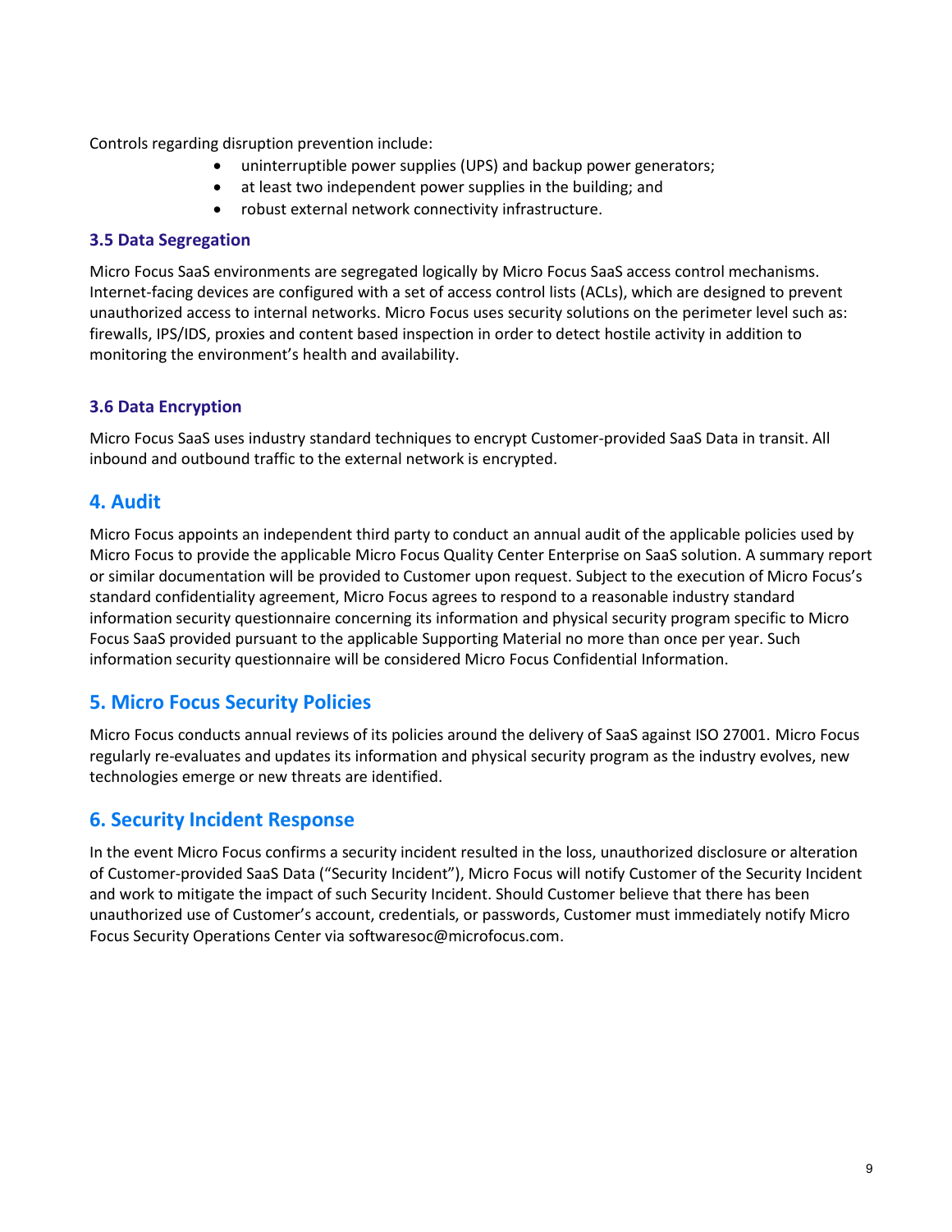Controls regarding disruption prevention include:

- uninterruptible power supplies (UPS) and backup power generators;
- at least two independent power supplies in the building; and
- robust external network connectivity infrastructure.

### 3.5 Data Segregation

Micro Focus SaaS environments are segregated logically by Micro Focus SaaS access control mechanisms. Internet-facing devices are configured with a set of access control lists (ACLs), which are designed to prevent unauthorized access to internal networks. Micro Focus uses security solutions on the perimeter level such as: firewalls, IPS/IDS, proxies and content based inspection in order to detect hostile activity in addition to monitoring the environment's health and availability.

### 3.6 Data Encryption

Micro Focus SaaS uses industry standard techniques to encrypt Customer-provided SaaS Data in transit. All inbound and outbound traffic to the external network is encrypted.

## 4. Audit

Micro Focus appoints an independent third party to conduct an annual audit of the applicable policies used by Micro Focus to provide the applicable Micro Focus Quality Center Enterprise on SaaS solution. A summary report or similar documentation will be provided to Customer upon request. Subject to the execution of Micro Focus's standard confidentiality agreement, Micro Focus agrees to respond to a reasonable industry standard information security questionnaire concerning its information and physical security program specific to Micro Focus SaaS provided pursuant to the applicable Supporting Material no more than once per year. Such information security questionnaire will be considered Micro Focus Confidential Information.

## 5. Micro Focus Security Policies

Micro Focus conducts annual reviews of its policies around the delivery of SaaS against ISO 27001. Micro Focus regularly re-evaluates and updates its information and physical security program as the industry evolves, new technologies emerge or new threats are identified.

## 6. Security Incident Response

In the event Micro Focus confirms a security incident resulted in the loss, unauthorized disclosure or alteration of Customer-provided SaaS Data ("Security Incident"), Micro Focus will notify Customer of the Security Incident and work to mitigate the impact of such Security Incident. Should Customer believe that there has been unauthorized use of Customer's account, credentials, or passwords, Customer must immediately notify Micro Focus Security Operations Center via softwaresoc@microfocus.com.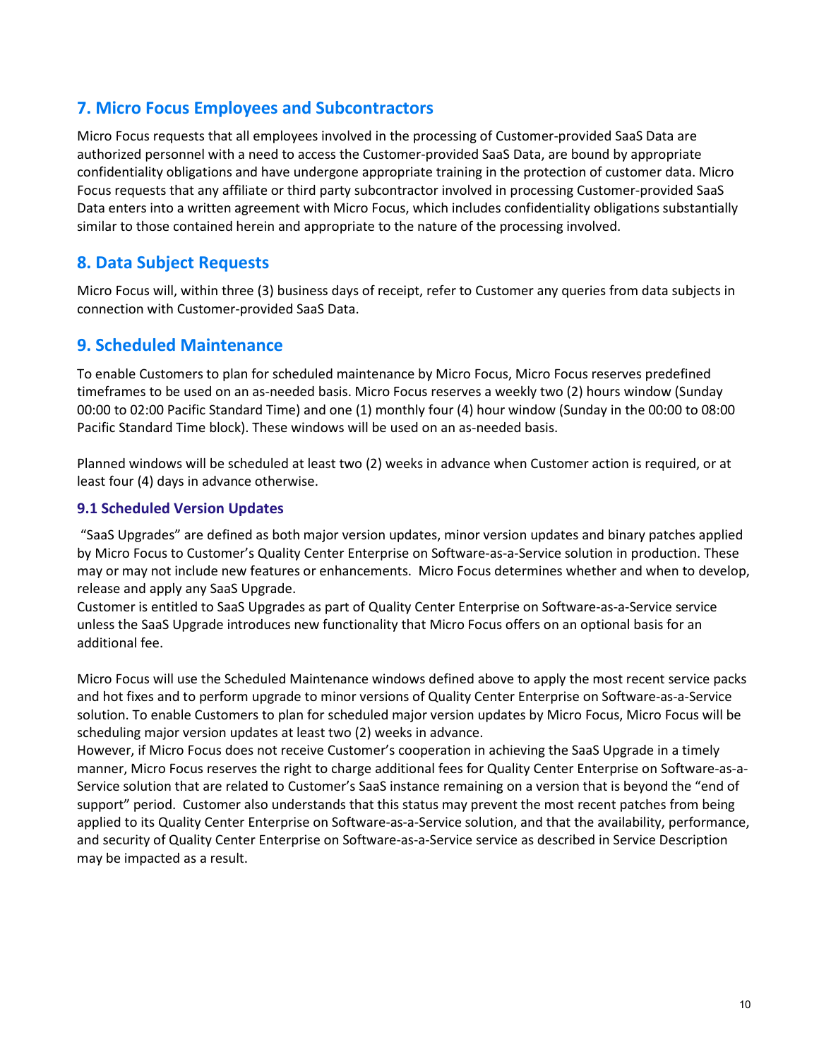## 7. Micro Focus Employees and Subcontractors

Micro Focus requests that all employees involved in the processing of Customer-provided SaaS Data are authorized personnel with a need to access the Customer-provided SaaS Data, are bound by appropriate confidentiality obligations and have undergone appropriate training in the protection of customer data. Micro Focus requests that any affiliate or third party subcontractor involved in processing Customer-provided SaaS Data enters into a written agreement with Micro Focus, which includes confidentiality obligations substantially similar to those contained herein and appropriate to the nature of the processing involved.

## 8. Data Subject Requests

Micro Focus will, within three (3) business days of receipt, refer to Customer any queries from data subjects in connection with Customer-provided SaaS Data.

## 9. Scheduled Maintenance

To enable Customers to plan for scheduled maintenance by Micro Focus, Micro Focus reserves predefined timeframes to be used on an as-needed basis. Micro Focus reserves a weekly two (2) hours window (Sunday 00:00 to 02:00 Pacific Standard Time) and one (1) monthly four (4) hour window (Sunday in the 00:00 to 08:00 Pacific Standard Time block). These windows will be used on an as-needed basis.

Planned windows will be scheduled at least two (2) weeks in advance when Customer action is required, or at least four (4) days in advance otherwise.

### 9.1 Scheduled Version Updates

"SaaS Upgrades" are defined as both major version updates, minor version updates and binary patches applied by Micro Focus to Customer's Quality Center Enterprise on Software-as-a-Service solution in production. These may or may not include new features or enhancements. Micro Focus determines whether and when to develop, release and apply any SaaS Upgrade.
Customer is entitled to SaaS Upgrades as part of Quality Center Enterprise on Software-as-a-Service service unless the SaaS Upgrade introduces new functionality that Micro Focus offers on an optional basis for an additional fee.

Micro Focus will use the Scheduled Maintenance windows defined above to apply the most recent service packs and hot fixes and to perform upgrade to minor versions of Quality Center Enterprise on Software-as-a-Service solution. To enable Customers to plan for scheduled major version updates by Micro Focus, Micro Focus will be scheduling major version updates at least two (2) weeks in advance.
However, if Micro Focus does not receive Customer's cooperation in achieving the SaaS Upgrade in a timely manner, Micro Focus reserves the right to charge additional fees for Quality Center Enterprise on Software-as-a-Service solution that are related to Customer's SaaS instance remaining on a version that is beyond the "end of support" period. Customer also understands that this status may prevent the most recent patches from being applied to its Quality Center Enterprise on Software-as-a-Service solution, and that the availability, performance, and security of Quality Center Enterprise on Software-as-a-Service service as described in Service Description may be impacted as a result.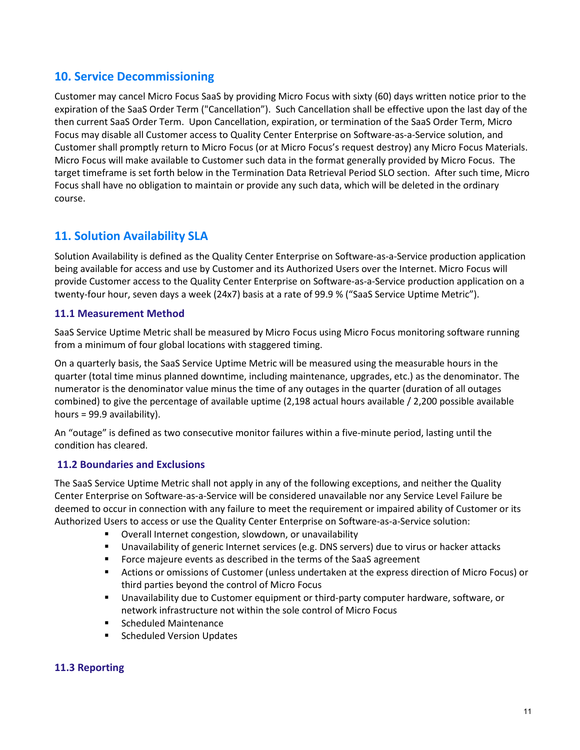## 10. Service Decommissioning

Customer may cancel Micro Focus SaaS by providing Micro Focus with sixty (60) days written notice prior to the expiration of the SaaS Order Term ("Cancellation"). Such Cancellation shall be effective upon the last day of the then current SaaS Order Term. Upon Cancellation, expiration, or termination of the SaaS Order Term, Micro Focus may disable all Customer access to Quality Center Enterprise on Software-as-a-Service solution, and Customer shall promptly return to Micro Focus (or at Micro Focus's request destroy) any Micro Focus Materials. Micro Focus will make available to Customer such data in the format generally provided by Micro Focus. The target timeframe is set forth below in the Termination Data Retrieval Period SLO section. After such time, Micro Focus shall have no obligation to maintain or provide any such data, which will be deleted in the ordinary course.

## 11. Solution Availability SLA

Solution Availability is defined as the Quality Center Enterprise on Software-as-a-Service production application being available for access and use by Customer and its Authorized Users over the Internet. Micro Focus will provide Customer access to the Quality Center Enterprise on Software-as-a-Service production application on a twenty-four hour, seven days a week (24x7) basis at a rate of 99.9 % ("SaaS Service Uptime Metric").

### 11.1 Measurement Method

SaaS Service Uptime Metric shall be measured by Micro Focus using Micro Focus monitoring software running from a minimum of four global locations with staggered timing.

On a quarterly basis, the SaaS Service Uptime Metric will be measured using the measurable hours in the quarter (total time minus planned downtime, including maintenance, upgrades, etc.) as the denominator. The numerator is the denominator value minus the time of any outages in the quarter (duration of all outages combined) to give the percentage of available uptime (2,198 actual hours available / 2,200 possible available hours = 99.9 availability).

An "outage" is defined as two consecutive monitor failures within a five-minute period, lasting until the condition has cleared.

### 11.2 Boundaries and Exclusions

The SaaS Service Uptime Metric shall not apply in any of the following exceptions, and neither the Quality Center Enterprise on Software-as-a-Service will be considered unavailable nor any Service Level Failure be deemed to occur in connection with any failure to meet the requirement or impaired ability of Customer or its Authorized Users to access or use the Quality Center Enterprise on Software-as-a-Service solution:

- Overall Internet congestion, slowdown, or unavailability
- Unavailability of generic Internet services (e.g. DNS servers) due to virus or hacker attacks
- Force majeure events as described in the terms of the SaaS agreement
- Actions or omissions of Customer (unless undertaken at the express direction of Micro Focus) or third parties beyond the control of Micro Focus
- Unavailability due to Customer equipment or third-party computer hardware, software, or network infrastructure not within the sole control of Micro Focus
- Scheduled Maintenance
- Scheduled Version Updates

### 11.3 Reporting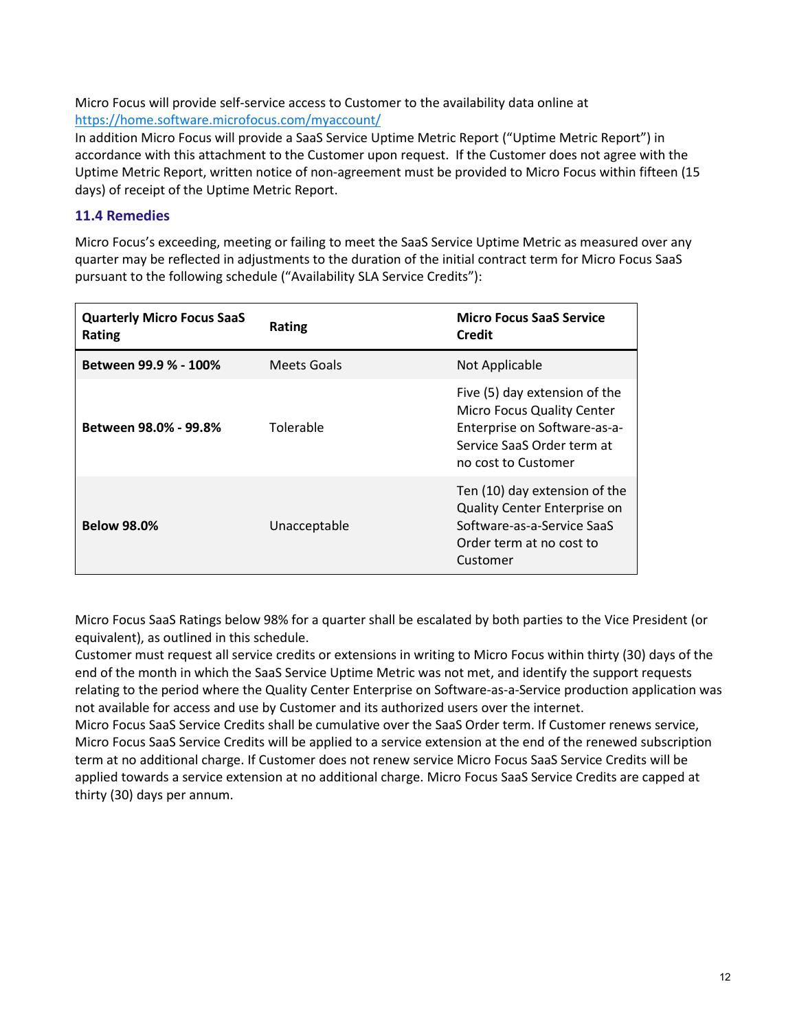Micro Focus will provide self-service access to Customer to the availability data online at https://home.software.microfocus.com/myaccount/

In addition Micro Focus will provide a SaaS Service Uptime Metric Report ("Uptime Metric Report") in accordance with this attachment to the Customer upon request. If the Customer does not agree with the Uptime Metric Report, written notice of non-agreement must be provided to Micro Focus within fifteen (15 days) of receipt of the Uptime Metric Report.

### 11.4 Remedies

Micro Focus's exceeding, meeting or failing to meet the SaaS Service Uptime Metric as measured over any quarter may be reflected in adjustments to the duration of the initial contract term for Micro Focus SaaS pursuant to the following schedule ("Availability SLA Service Credits"):

| Quarterly Micro Focus SaaS Rating | Rating | Micro Focus SaaS Service Credit |
|---|---|---|
| **Between 99.9 % - 100%** | Meets Goals | Not Applicable |
| **Between 98.0% - 99.8%** | Tolerable | Five (5) day extension of the Micro Focus Quality Center Enterprise on Software-as-a-Service SaaS Order term at no cost to Customer |
| **Below 98.0%** | Unacceptable | Ten (10) day extension of the Quality Center Enterprise on Software-as-a-Service SaaS Order term at no cost to Customer |

Micro Focus SaaS Ratings below 98% for a quarter shall be escalated by both parties to the Vice President (or equivalent), as outlined in this schedule.

Customer must request all service credits or extensions in writing to Micro Focus within thirty (30) days of the end of the month in which the SaaS Service Uptime Metric was not met, and identify the support requests relating to the period where the Quality Center Enterprise on Software-as-a-Service production application was not available for access and use by Customer and its authorized users over the internet.

Micro Focus SaaS Service Credits shall be cumulative over the SaaS Order term. If Customer renews service, Micro Focus SaaS Service Credits will be applied to a service extension at the end of the renewed subscription term at no additional charge. If Customer does not renew service Micro Focus SaaS Service Credits will be applied towards a service extension at no additional charge. Micro Focus SaaS Service Credits are capped at thirty (30) days per annum.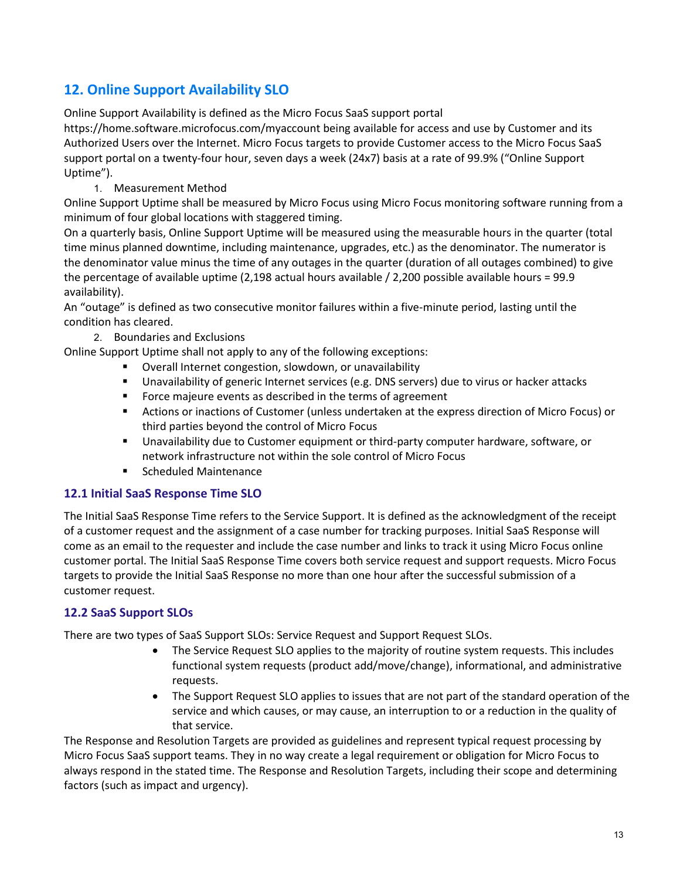## 12. Online Support Availability SLO

Online Support Availability is defined as the Micro Focus SaaS support portal https://home.software.microfocus.com/myaccount being available for access and use by Customer and its Authorized Users over the Internet. Micro Focus targets to provide Customer access to the Micro Focus SaaS support portal on a twenty-four hour, seven days a week (24x7) basis at a rate of 99.9% ("Online Support Uptime").

1. Measurement Method

Online Support Uptime shall be measured by Micro Focus using Micro Focus monitoring software running from a minimum of four global locations with staggered timing.

On a quarterly basis, Online Support Uptime will be measured using the measurable hours in the quarter (total time minus planned downtime, including maintenance, upgrades, etc.) as the denominator. The numerator is the denominator value minus the time of any outages in the quarter (duration of all outages combined) to give the percentage of available uptime (2,198 actual hours available / 2,200 possible available hours = 99.9 availability).

An "outage" is defined as two consecutive monitor failures within a five-minute period, lasting until the condition has cleared.

2. Boundaries and Exclusions

Online Support Uptime shall not apply to any of the following exceptions:

- Overall Internet congestion, slowdown, or unavailability
- Unavailability of generic Internet services (e.g. DNS servers) due to virus or hacker attacks
- Force majeure events as described in the terms of agreement
- Actions or inactions of Customer (unless undertaken at the express direction of Micro Focus) or third parties beyond the control of Micro Focus
- Unavailability due to Customer equipment or third-party computer hardware, software, or network infrastructure not within the sole control of Micro Focus
- Scheduled Maintenance

### 12.1 Initial SaaS Response Time SLO

The Initial SaaS Response Time refers to the Service Support. It is defined as the acknowledgment of the receipt of a customer request and the assignment of a case number for tracking purposes. Initial SaaS Response will come as an email to the requester and include the case number and links to track it using Micro Focus online customer portal. The Initial SaaS Response Time covers both service request and support requests. Micro Focus targets to provide the Initial SaaS Response no more than one hour after the successful submission of a customer request.

### 12.2 SaaS Support SLOs

There are two types of SaaS Support SLOs: Service Request and Support Request SLOs.

- The Service Request SLO applies to the majority of routine system requests. This includes functional system requests (product add/move/change), informational, and administrative requests.
- The Support Request SLO applies to issues that are not part of the standard operation of the service and which causes, or may cause, an interruption to or a reduction in the quality of that service.

The Response and Resolution Targets are provided as guidelines and represent typical request processing by Micro Focus SaaS support teams. They in no way create a legal requirement or obligation for Micro Focus to always respond in the stated time. The Response and Resolution Targets, including their scope and determining factors (such as impact and urgency).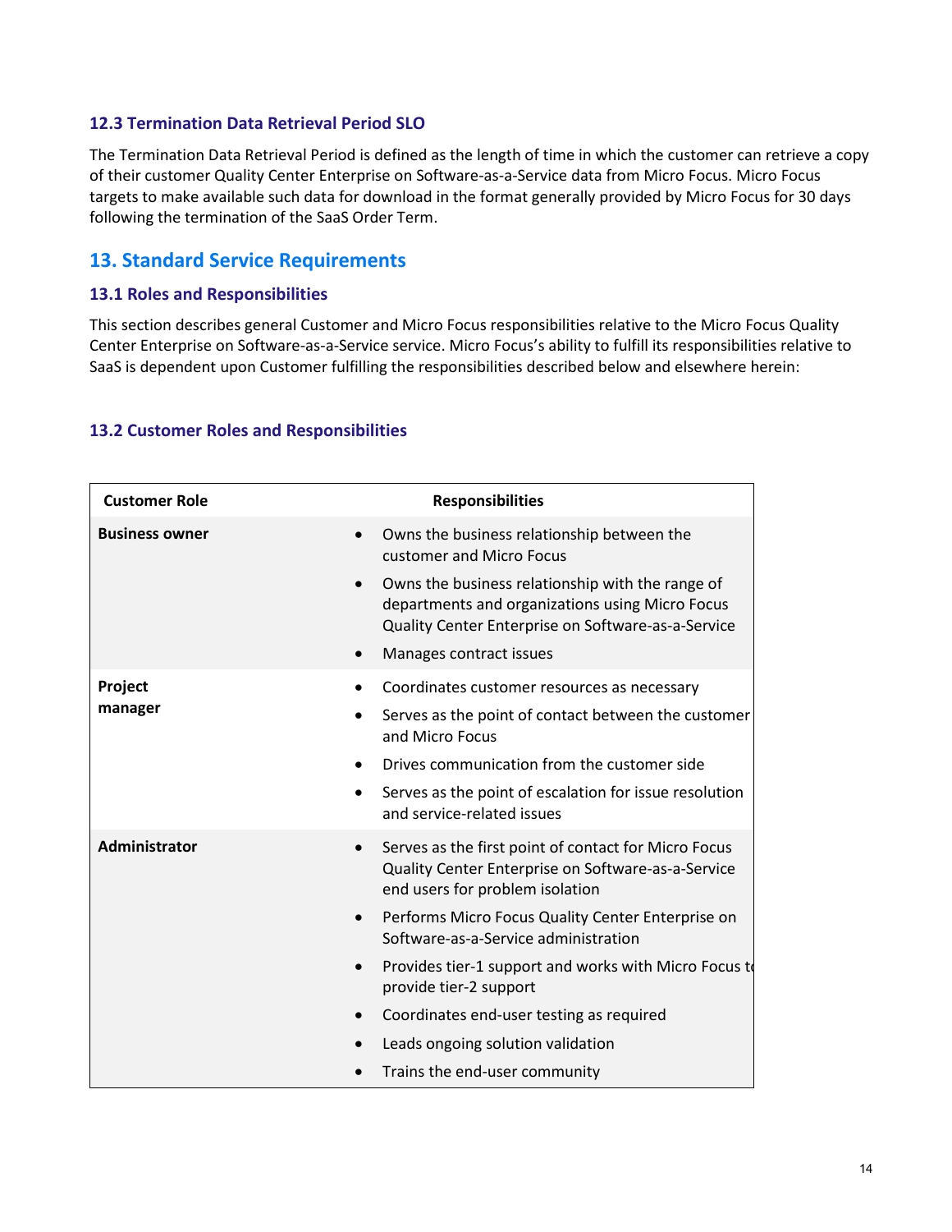### 12.3 Termination Data Retrieval Period SLO

The Termination Data Retrieval Period is defined as the length of time in which the customer can retrieve a copy of their customer Quality Center Enterprise on Software-as-a-Service data from Micro Focus. Micro Focus targets to make available such data for download in the format generally provided by Micro Focus for 30 days following the termination of the SaaS Order Term.

## 13. Standard Service Requirements

### 13.1 Roles and Responsibilities

This section describes general Customer and Micro Focus responsibilities relative to the Micro Focus Quality Center Enterprise on Software-as-a-Service service. Micro Focus's ability to fulfill its responsibilities relative to SaaS is dependent upon Customer fulfilling the responsibilities described below and elsewhere herein:

### 13.2 Customer Roles and Responsibilities

| Customer Role | Responsibilities |
|---|---|
| **Business owner** | • Owns the business relationship between the customer and Micro Focus<br>• Owns the business relationship with the range of departments and organizations using Micro Focus Quality Center Enterprise on Software-as-a-Service<br>• Manages contract issues |
| **Project manager** | • Coordinates customer resources as necessary<br>• Serves as the point of contact between the customer and Micro Focus<br>• Drives communication from the customer side<br>• Serves as the point of escalation for issue resolution and service-related issues |
| **Administrator** | • Serves as the first point of contact for Micro Focus Quality Center Enterprise on Software-as-a-Service end users for problem isolation<br>• Performs Micro Focus Quality Center Enterprise on Software-as-a-Service administration<br>• Provides tier-1 support and works with Micro Focus to provide tier-2 support<br>• Coordinates end-user testing as required<br>• Leads ongoing solution validation<br>• Trains the end-user community |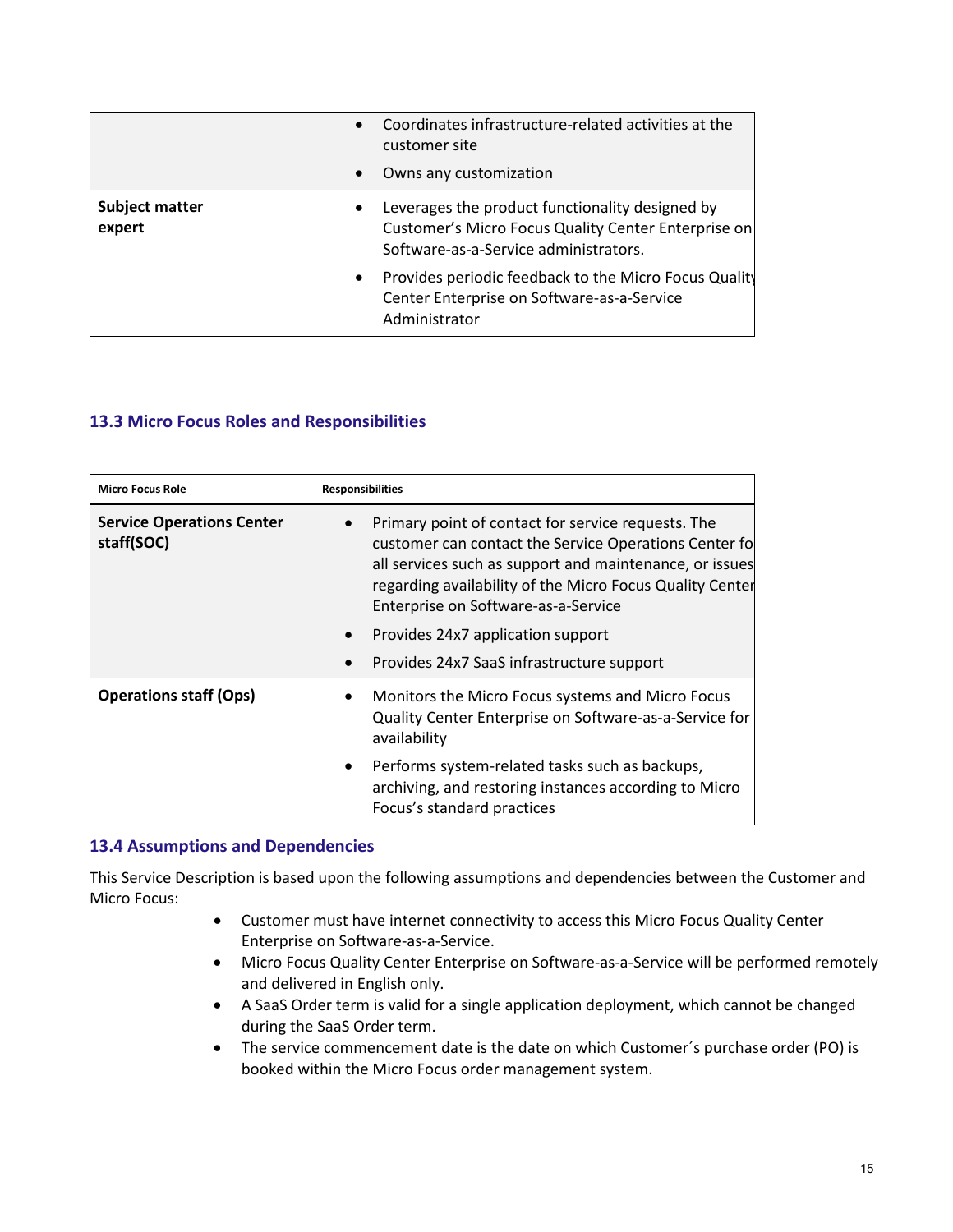| | |
|---|---|
| | • Coordinates infrastructure-related activities at the customer site<br>• Owns any customization |
| **Subject matter expert** | • Leverages the product functionality designed by Customer's Micro Focus Quality Center Enterprise on Software-as-a-Service administrators.<br>• Provides periodic feedback to the Micro Focus Quality Center Enterprise on Software-as-a-Service Administrator |

### 13.3 Micro Focus Roles and Responsibilities

| Micro Focus Role | Responsibilities |
|---|---|
| **Service Operations Center staff(SOC)** | • Primary point of contact for service requests. The customer can contact the Service Operations Center fo all services such as support and maintenance, or issues regarding availability of the Micro Focus Quality Center Enterprise on Software-as-a-Service<br>• Provides 24x7 application support<br>• Provides 24x7 SaaS infrastructure support |
| **Operations staff (Ops)** | • Monitors the Micro Focus systems and Micro Focus Quality Center Enterprise on Software-as-a-Service for availability<br>• Performs system-related tasks such as backups, archiving, and restoring instances according to Micro Focus's standard practices |

### 13.4 Assumptions and Dependencies

This Service Description is based upon the following assumptions and dependencies between the Customer and Micro Focus:

- Customer must have internet connectivity to access this Micro Focus Quality Center Enterprise on Software-as-a-Service.
- Micro Focus Quality Center Enterprise on Software-as-a-Service will be performed remotely and delivered in English only.
- A SaaS Order term is valid for a single application deployment, which cannot be changed during the SaaS Order term.
- The service commencement date is the date on which Customer´s purchase order (PO) is booked within the Micro Focus order management system.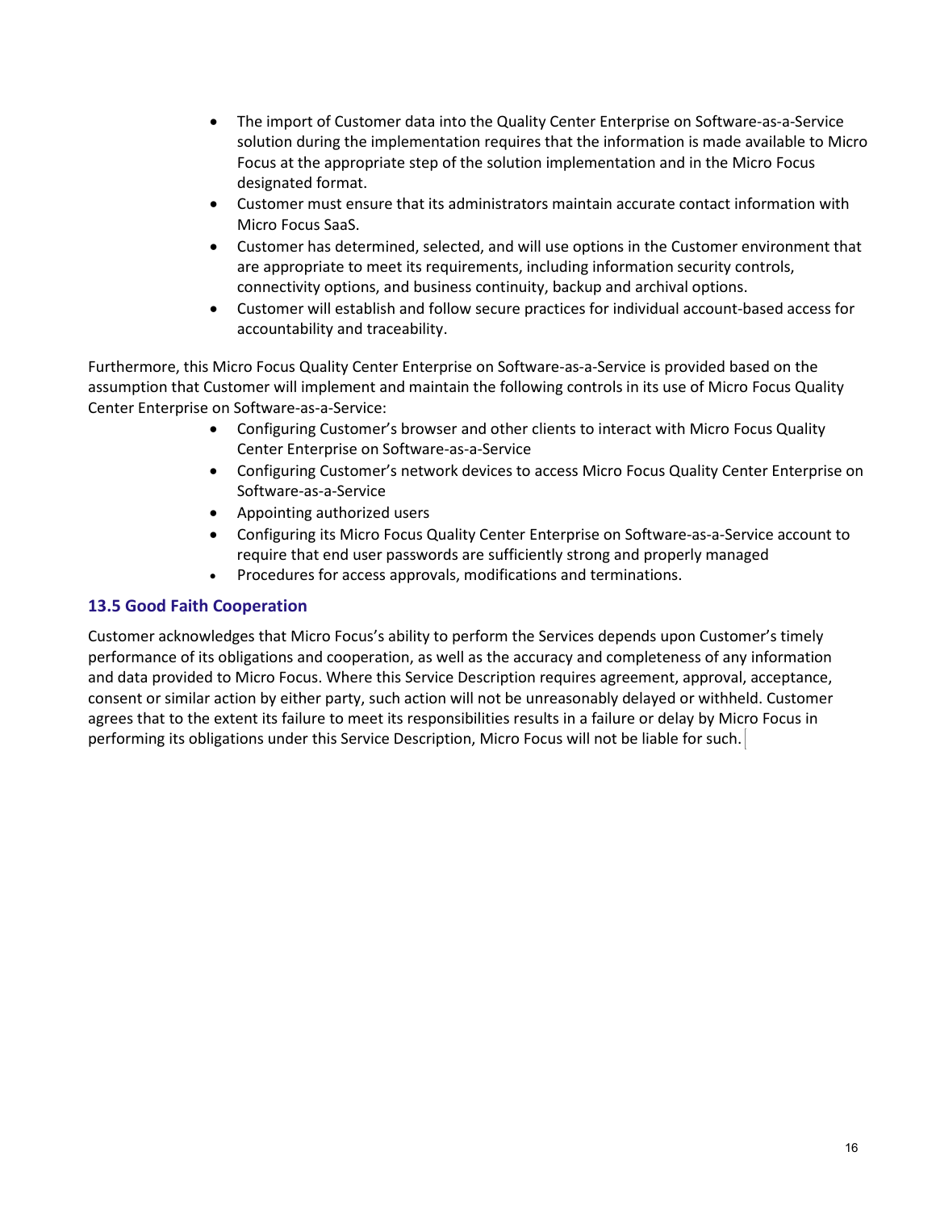- The import of Customer data into the Quality Center Enterprise on Software-as-a-Service solution during the implementation requires that the information is made available to Micro Focus at the appropriate step of the solution implementation and in the Micro Focus designated format.
- Customer must ensure that its administrators maintain accurate contact information with Micro Focus SaaS.
- Customer has determined, selected, and will use options in the Customer environment that are appropriate to meet its requirements, including information security controls, connectivity options, and business continuity, backup and archival options.
- Customer will establish and follow secure practices for individual account-based access for accountability and traceability.

Furthermore, this Micro Focus Quality Center Enterprise on Software-as-a-Service is provided based on the assumption that Customer will implement and maintain the following controls in its use of Micro Focus Quality Center Enterprise on Software-as-a-Service:

- Configuring Customer's browser and other clients to interact with Micro Focus Quality Center Enterprise on Software-as-a-Service
- Configuring Customer's network devices to access Micro Focus Quality Center Enterprise on Software-as-a-Service
- Appointing authorized users
- Configuring its Micro Focus Quality Center Enterprise on Software-as-a-Service account to require that end user passwords are sufficiently strong and properly managed
- Procedures for access approvals, modifications and terminations.

### 13.5 Good Faith Cooperation

Customer acknowledges that Micro Focus's ability to perform the Services depends upon Customer's timely performance of its obligations and cooperation, as well as the accuracy and completeness of any information and data provided to Micro Focus. Where this Service Description requires agreement, approval, acceptance, consent or similar action by either party, such action will not be unreasonably delayed or withheld. Customer agrees that to the extent its failure to meet its responsibilities results in a failure or delay by Micro Focus in performing its obligations under this Service Description, Micro Focus will not be liable for such.